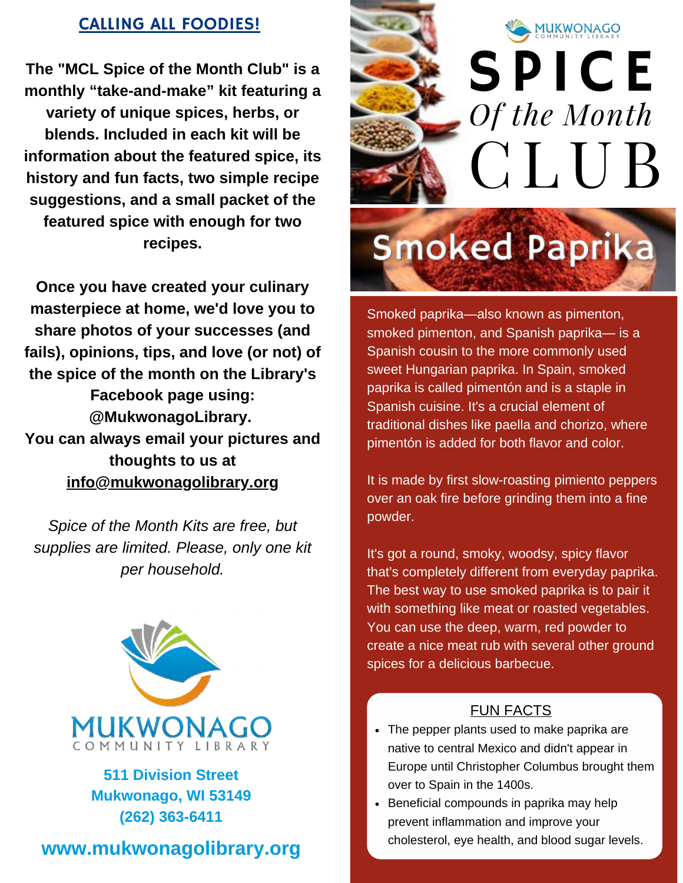# Spice Of the Month Club

## Smoked Paprika

**CALLING ALL FOODIES!**

**The "MCL Spice of the Month Club" is a monthly "take-and-make" kit featuring a variety of unique spices, herbs, or blends. Included in each kit will be information about the featured spice, its history and fun facts, two simple recipe suggestions, and a small packet of the featured spice with enough for two recipes.**

**Once you have created your culinary masterpiece at home, we'd love you to share photos of your successes (and fails), opinions, tips, and love (or not) of the spice of the month on the Library's Facebook page using: @MukwonagoLibrary.**
**You can always email your pictures and thoughts to us at info@mukwonagolibrary.org**

*Spice of the Month Kits are free, but supplies are limited. Please, only one kit per household.*

MUKWONAGO COMMUNITY LIBRARY

**511 Division Street**
**Mukwonago, WI 53149**
**(262) 363-6411**

**www.mukwonagolibrary.org**

Smoked paprika—also known as pimenton, smoked pimenton, and Spanish paprika— is a Spanish cousin to the more commonly used sweet Hungarian paprika. In Spain, smoked paprika is called pimentón and is a staple in Spanish cuisine. It's a crucial element of traditional dishes like paella and chorizo, where pimentón is added for both flavor and color.

It is made by first slow-roasting pimiento peppers over an oak fire before grinding them into a fine powder.

It's got a round, smoky, woodsy, spicy flavor that's completely different from everyday paprika. The best way to use smoked paprika is to pair it with something like meat or roasted vegetables. You can use the deep, warm, red powder to create a nice meat rub with several other ground spices for a delicious barbecue.

### FUN FACTS

- The pepper plants used to make paprika are native to central Mexico and didn't appear in Europe until Christopher Columbus brought them over to Spain in the 1400s.
- Beneficial compounds in paprika may help prevent inflammation and improve your cholesterol, eye health, and blood sugar levels.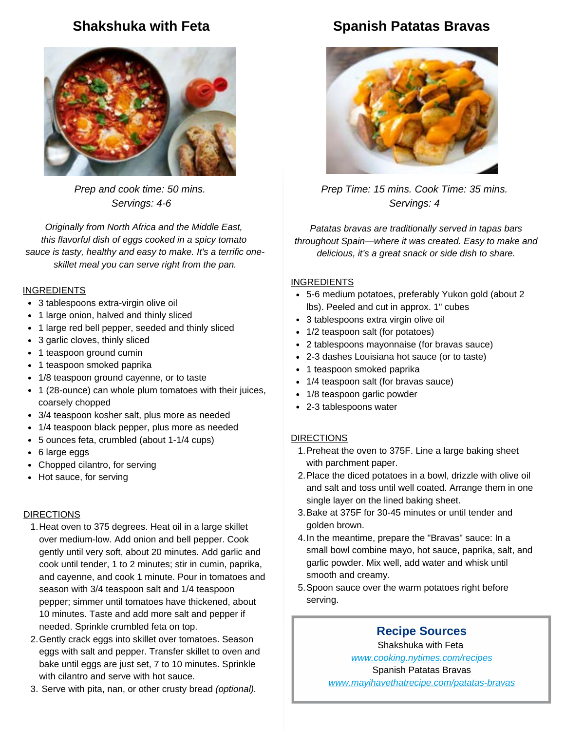# Shakshuka with Feta

*Prep and cook time: 50 mins.*
*Servings: 4-6*

*Originally from North Africa and the Middle East, this flavorful dish of eggs cooked in a spicy tomato sauce is tasty, healthy and easy to make. It's a terrific one-skillet meal you can serve right from the pan.*

## INGREDIENTS

- 3 tablespoons extra-virgin olive oil
- 1 large onion, halved and thinly sliced
- 1 large red bell pepper, seeded and thinly sliced
- 3 garlic cloves, thinly sliced
- 1 teaspoon ground cumin
- 1 teaspoon smoked paprika
- 1/8 teaspoon ground cayenne, or to taste
- 1 (28-ounce) can whole plum tomatoes with their juices, coarsely chopped
- 3/4 teaspoon kosher salt, plus more as needed
- 1/4 teaspoon black pepper, plus more as needed
- 5 ounces feta, crumbled (about 1-1/4 cups)
- 6 large eggs
- Chopped cilantro, for serving
- Hot sauce, for serving

## DIRECTIONS

1. Heat oven to 375 degrees. Heat oil in a large skillet over medium-low. Add onion and bell pepper. Cook gently until very soft, about 20 minutes. Add garlic and cook until tender, 1 to 2 minutes; stir in cumin, paprika, and cayenne, and cook 1 minute. Pour in tomatoes and season with 3/4 teaspoon salt and 1/4 teaspoon pepper; simmer until tomatoes have thickened, about 10 minutes. Taste and add more salt and pepper if needed. Sprinkle crumbled feta on top.
2. Gently crack eggs into skillet over tomatoes. Season eggs with salt and pepper. Transfer skillet to oven and bake until eggs are just set, 7 to 10 minutes. Sprinkle with cilantro and serve with hot sauce.
3. Serve with pita, nan, or other crusty bread *(optional).*

# Spanish Patatas Bravas

*Prep Time: 15 mins. Cook Time: 35 mins.*
*Servings: 4*

*Patatas bravas are traditionally served in tapas bars throughout Spain—where it was created. Easy to make and delicious, it's a great snack or side dish to share.*

## INGREDIENTS

- 5-6 medium potatoes, preferably Yukon gold (about 2 lbs). Peeled and cut in approx. 1" cubes
- 3 tablespoons extra virgin olive oil
- 1/2 teaspoon salt (for potatoes)
- 2 tablespoons mayonnaise (for bravas sauce)
- 2-3 dashes Louisiana hot sauce (or to taste)
- 1 teaspoon smoked paprika
- 1/4 teaspoon salt (for bravas sauce)
- 1/8 teaspoon garlic powder
- 2-3 tablespoons water

## DIRECTIONS

1. Preheat the oven to 375F. Line a large baking sheet with parchment paper.
2. Place the diced potatoes in a bowl, drizzle with olive oil and salt and toss until well coated. Arrange them in one single layer on the lined baking sheet.
3. Bake at 375F for 30-45 minutes or until tender and golden brown.
4. In the meantime, prepare the "Bravas" sauce: In a small bowl combine mayo, hot sauce, paprika, salt, and garlic powder. Mix well, add water and whisk until smooth and creamy.
5. Spoon sauce over the warm potatoes right before serving.

## Recipe Sources

Shakshuka with Feta
www.cooking.nytimes.com/recipes

Spanish Patatas Bravas
www.mayihavethatrecipe.com/patatas-bravas